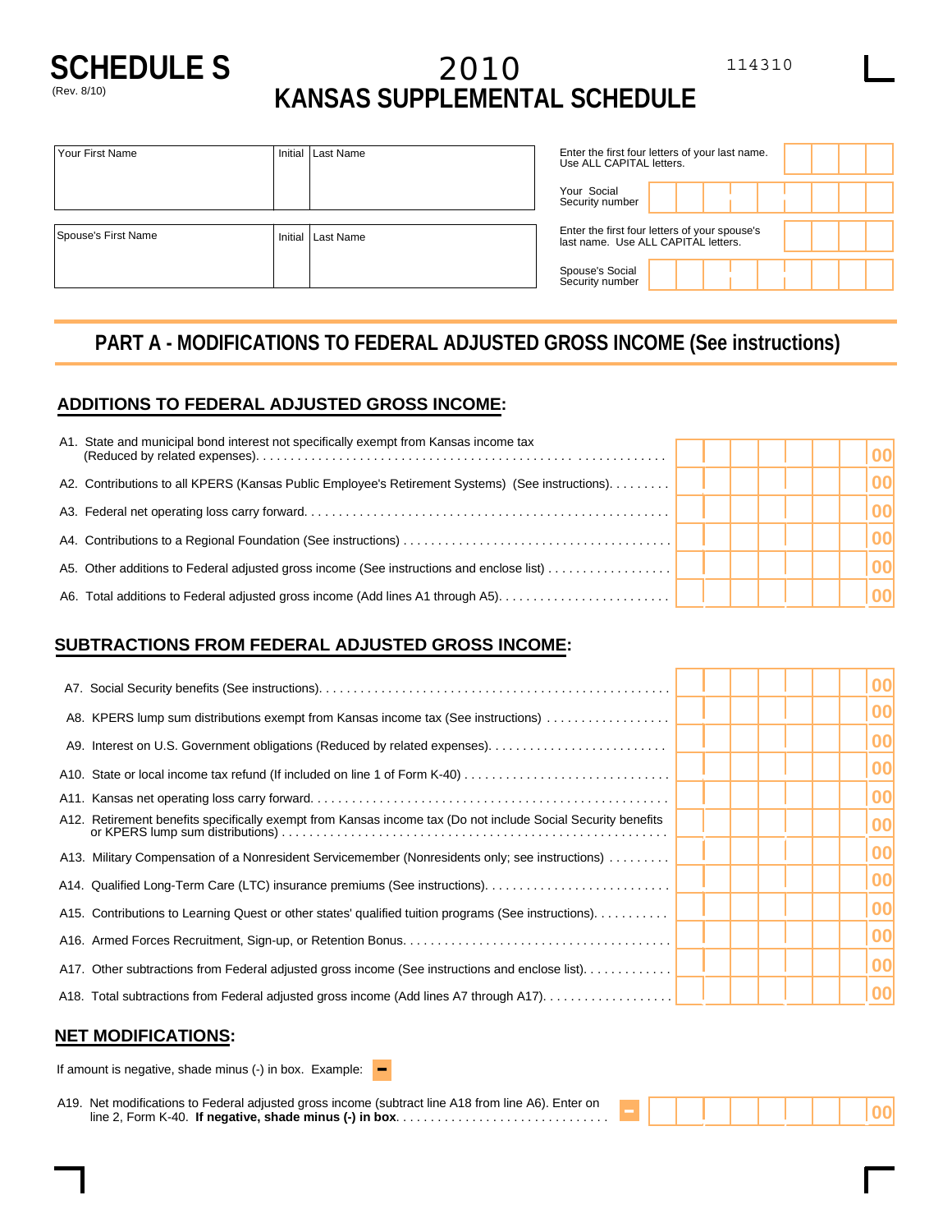# SCHEDULE S

(Rev. 8/10)

# 2010 KANSAS SUPPLEMENTAL SCHEDULE

114310

| Your First Name | Initial | Last Name |
|---|---|---|
| | | |

| Spouse's First Name | Initial | Last Name |
|---|---|---|
| | | |

Enter the first four letters of your last name. Use ALL CAPITAL letters.

Your Social Security number

Enter the first four letters of your spouse's last name. Use ALL CAPITAL letters.

Spouse's Social Security number

## PART A - MODIFICATIONS TO FEDERAL ADJUSTED GROSS INCOME (See instructions)

### ADDITIONS TO FEDERAL ADJUSTED GROSS INCOME:

| Line | Description | Amount |
|---|---|---|
| A1. | State and municipal bond interest not specifically exempt from Kansas income tax (Reduced by related expenses) | 00 |
| A2. | Contributions to all KPERS (Kansas Public Employee's Retirement Systems) (See instructions) | 00 |
| A3. | Federal net operating loss carry forward | 00 |
| A4. | Contributions to a Regional Foundation (See instructions) | 00 |
| A5. | Other additions to Federal adjusted gross income (See instructions and enclose list) | 00 |
| A6. | Total additions to Federal adjusted gross income (Add lines A1 through A5) | 00 |

### SUBTRACTIONS FROM FEDERAL ADJUSTED GROSS INCOME:

| Line | Description | Amount |
|---|---|---|
| A7. | Social Security benefits (See instructions) | 00 |
| A8. | KPERS lump sum distributions exempt from Kansas income tax (See instructions) | 00 |
| A9. | Interest on U.S. Government obligations (Reduced by related expenses) | 00 |
| A10. | State or local income tax refund (If included on line 1 of Form K-40) | 00 |
| A11. | Kansas net operating loss carry forward | 00 |
| A12. | Retirement benefits specifically exempt from Kansas income tax (Do not include Social Security benefits or KPERS lump sum distributions) | 00 |
| A13. | Military Compensation of a Nonresident Servicemember (Nonresidents only; see instructions) | 00 |
| A14. | Qualified Long-Term Care (LTC) insurance premiums (See instructions) | 00 |
| A15. | Contributions to Learning Quest or other states' qualified tuition programs (See instructions) | 00 |
| A16. | Armed Forces Recruitment, Sign-up, or Retention Bonus | 00 |
| A17. | Other subtractions from Federal adjusted gross income (See instructions and enclose list) | 00 |
| A18. | Total subtractions from Federal adjusted gross income (Add lines A7 through A17) | 00 |

### NET MODIFICATIONS:

If amount is negative, shade minus (-) in box. Example: −

| Line | Description | Amount |
|---|---|---|
| A19. | Net modifications to Federal adjusted gross income (subtract line A18 from line A6). Enter on line 2, Form K-40. **If negative, shade minus (-) in box** | − 00 |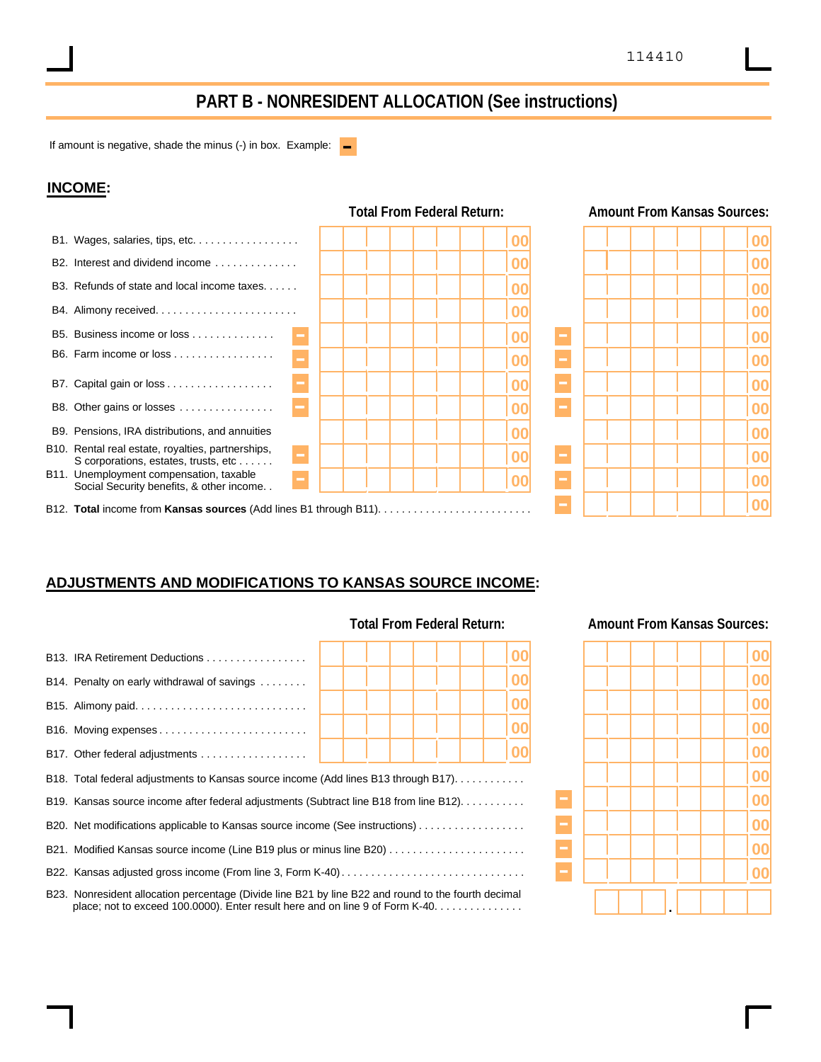## PART B - NONRESIDENT ALLOCATION (See instructions)

If amount is negative, shade the minus (-) in box. Example: –

### INCOME:

| | Total From Federal Return: | Amount From Kansas Sources: |
|---|---|---|
| B1. Wages, salaries, tips, etc. | 00 | 00 |
| B2. Interest and dividend income | 00 | 00 |
| B3. Refunds of state and local income taxes | 00 | 00 |
| B4. Alimony received | 00 | 00 |
| B5. Business income or loss | – 00 | – 00 |
| B6. Farm income or loss | – 00 | – 00 |
| B7. Capital gain or loss | – 00 | – 00 |
| B8. Other gains or losses | – 00 | – 00 |
| B9. Pensions, IRA distributions, and annuities | 00 | 00 |
| B10. Rental real estate, royalties, partnerships, S corporations, estates, trusts, etc | – 00 | – 00 |
| B11. Unemployment compensation, taxable Social Security benefits, & other income | – 00 | – 00 |
| B12. **Total** income from **Kansas sources** (Add lines B1 through B11) | | – 00 |

### ADJUSTMENTS AND MODIFICATIONS TO KANSAS SOURCE INCOME:

| | Total From Federal Return: | Amount From Kansas Sources: |
|---|---|---|
| B13. IRA Retirement Deductions | 00 | 00 |
| B14. Penalty on early withdrawal of savings | 00 | 00 |
| B15. Alimony paid | 00 | 00 |
| B16. Moving expenses | 00 | 00 |
| B17. Other federal adjustments | 00 | 00 |
| B18. Total federal adjustments to Kansas source income (Add lines B13 through B17) | | 00 |
| B19. Kansas source income after federal adjustments (Subtract line B18 from line B12) | | – 00 |
| B20. Net modifications applicable to Kansas source income (See instructions) | | – 00 |
| B21. Modified Kansas source income (Line B19 plus or minus line B20) | | – 00 |
| B22. Kansas adjusted gross income (From line 3, Form K-40) | | – 00 |
| B23. Nonresident allocation percentage (Divide line B21 by line B22 and round to the fourth decimal place; not to exceed 100.0000). Enter result here and on line 9 of Form K-40 | | . |